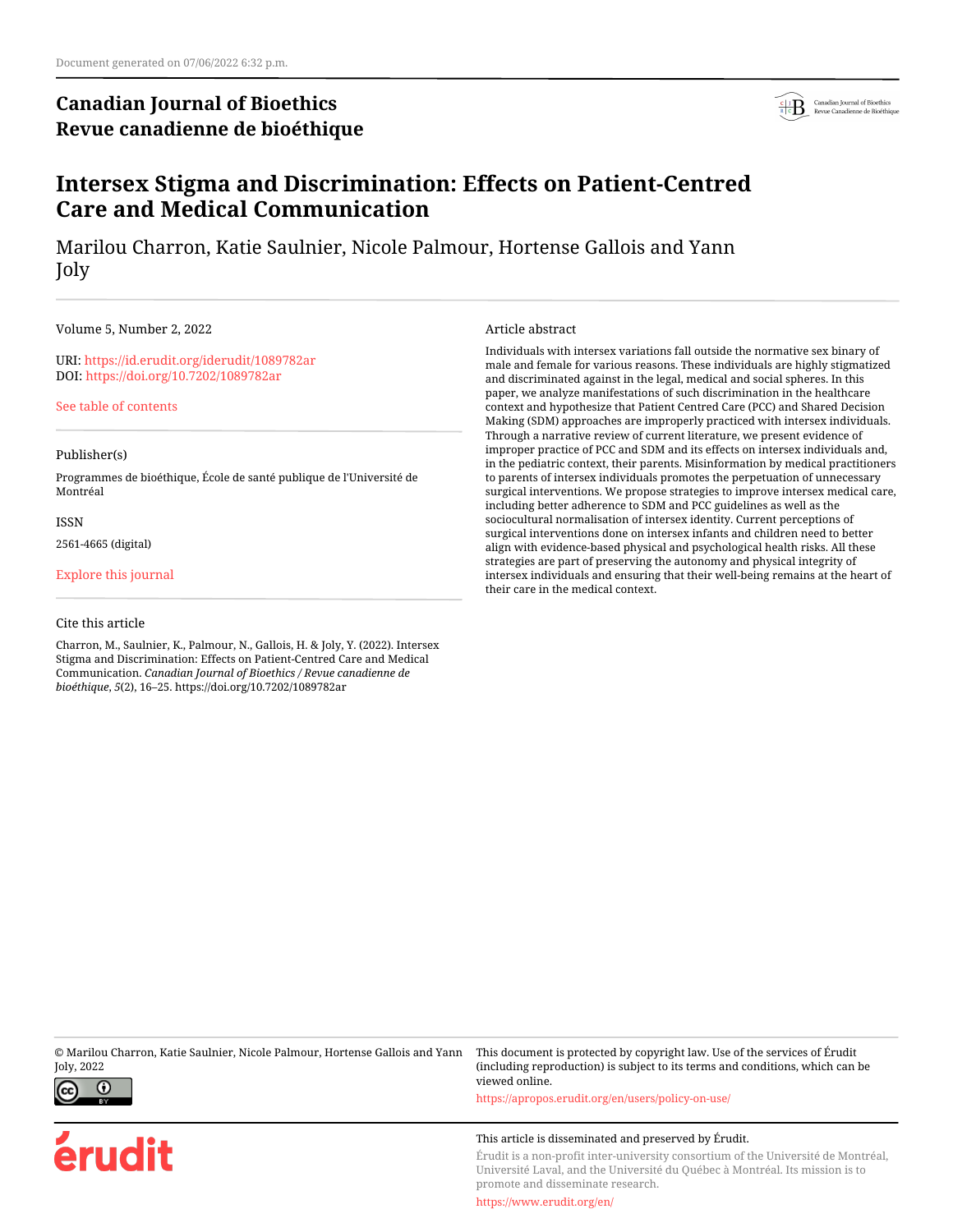Document generated on 07/06/2022 6:32 p.m.

**Canadian Journal of Bioethics**
**Revue canadienne de bioéthique**

# Intersex Stigma and Discrimination: Effects on Patient-Centred Care and Medical Communication

Marilou Charron, Katie Saulnier, Nicole Palmour, Hortense Gallois and Yann Joly

Volume 5, Number 2, 2022

URI: https://id.erudit.org/iderudit/1089782ar
DOI: https://doi.org/10.7202/1089782ar

See table of contents

Publisher(s)

Programmes de bioéthique, École de santé publique de l'Université de Montréal

ISSN

2561-4665 (digital)

Explore this journal

Cite this article

Charron, M., Saulnier, K., Palmour, N., Gallois, H. & Joly, Y. (2022). Intersex Stigma and Discrimination: Effects on Patient-Centred Care and Medical Communication. *Canadian Journal of Bioethics / Revue canadienne de bioéthique*, *5*(2), 16–25. https://doi.org/10.7202/1089782ar

Article abstract

Individuals with intersex variations fall outside the normative sex binary of male and female for various reasons. These individuals are highly stigmatized and discriminated against in the legal, medical and social spheres. In this paper, we analyze manifestations of such discrimination in the healthcare context and hypothesize that Patient Centred Care (PCC) and Shared Decision Making (SDM) approaches are improperly practiced with intersex individuals. Through a narrative review of current literature, we present evidence of improper practice of PCC and SDM and its effects on intersex individuals and, in the pediatric context, their parents. Misinformation by medical practitioners to parents of intersex individuals promotes the perpetuation of unnecessary surgical interventions. We propose strategies to improve intersex medical care, including better adherence to SDM and PCC guidelines as well as the sociocultural normalisation of intersex identity. Current perceptions of surgical interventions done on intersex infants and children need to better align with evidence-based physical and psychological health risks. All these strategies are part of preserving the autonomy and physical integrity of intersex individuals and ensuring that their well-being remains at the heart of their care in the medical context.

© Marilou Charron, Katie Saulnier, Nicole Palmour, Hortense Gallois and Yann Joly, 2022

This document is protected by copyright law. Use of the services of Érudit (including reproduction) is subject to its terms and conditions, which can be viewed online.

https://apropos.erudit.org/en/users/policy-on-use/

This article is disseminated and preserved by Érudit.

Érudit is a non-profit inter-university consortium of the Université de Montréal, Université Laval, and the Université du Québec à Montréal. Its mission is to promote and disseminate research.

https://www.erudit.org/en/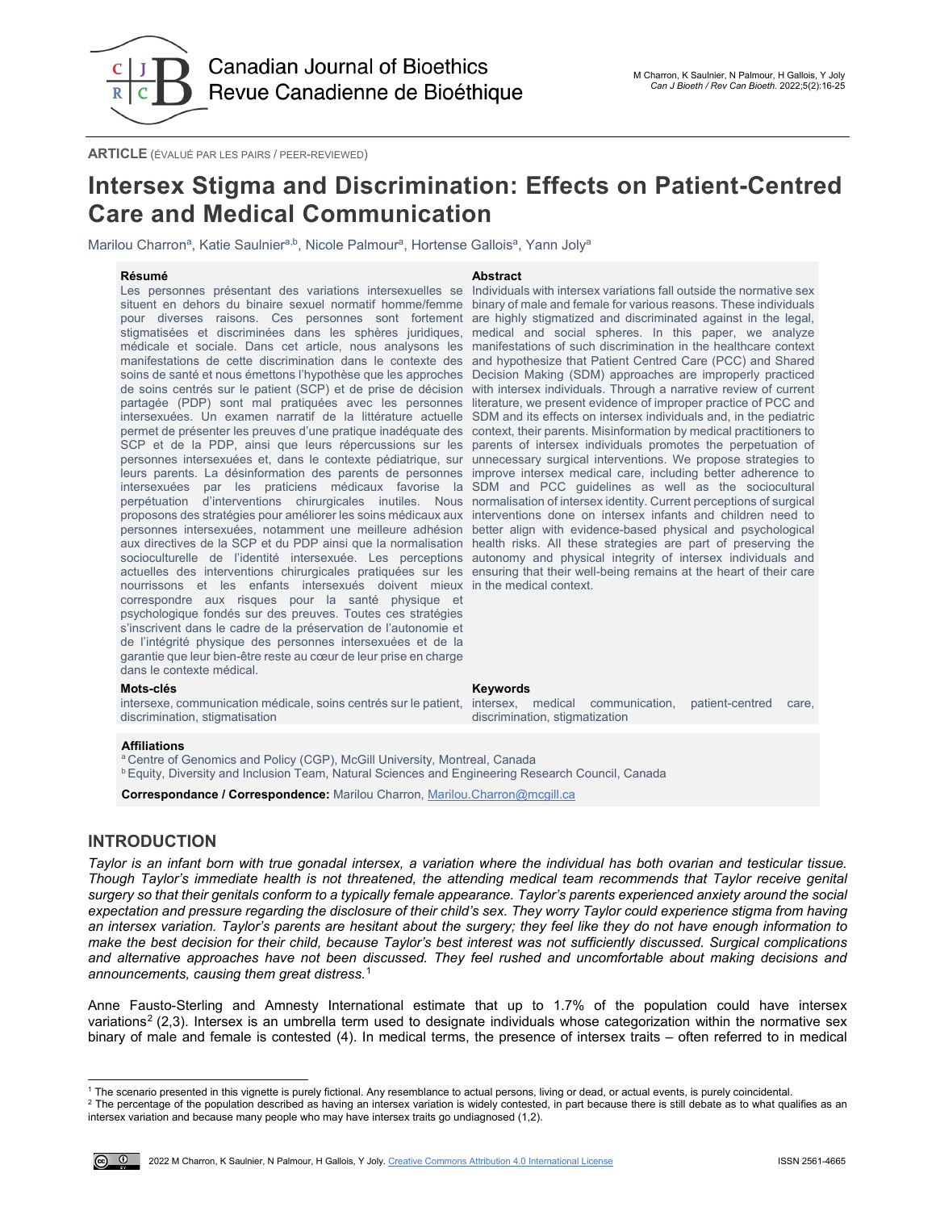# Intersex Stigma and Discrimination: Effects on Patient-Centred Care and Medical Communication

Marilou Charron[a], Katie Saulnier[a,b], Nicole Palmour[a], Hortense Gallois[a], Yann Joly[a]

**Résumé**

Les personnes présentant des variations intersexuelles se situent en dehors du binaire sexuel normatif homme/femme pour diverses raisons. Ces personnes sont fortement stigmatisées et discriminées dans les sphères juridiques, médicale et sociale. Dans cet article, nous analysons les manifestations de cette discrimination dans le contexte des soins de santé et nous émettons l'hypothèse que les approches de soins centrés sur le patient (SCP) et de prise de décision partagée (PDP) sont mal pratiquées avec les personnes intersexuées. Un examen narratif de la littérature actuelle permet de présenter les preuves d'une pratique inadéquate des SCP et de la PDP, ainsi que leurs répercussions sur les personnes intersexuées et, dans le contexte pédiatrique, sur leurs parents. La désinformation des parents de personnes intersexuées par les praticiens médicaux favorise la perpétuation d'interventions chirurgicales inutiles. Nous proposons des stratégies pour améliorer les soins médicaux aux personnes intersexuées, notamment une meilleure adhésion aux directives de la SCP et du PDP ainsi que la normalisation socioculturelle de l'identité intersexuée. Les perceptions actuelles des interventions chirurgicales pratiquées sur les nourrissons et les enfants intersexués doivent mieux correspondre aux risques pour la santé physique et psychologique fondés sur des preuves. Toutes ces stratégies s'inscrivent dans le cadre de la préservation de l'autonomie et de l'intégrité physique des personnes intersexuées et de la garantie que leur bien-être reste au cœur de leur prise en charge dans le contexte médical.

**Mots-clés**

intersexe, communication médicale, soins centrés sur le patient, discrimination, stigmatisation

**Abstract**

Individuals with intersex variations fall outside the normative sex binary of male and female for various reasons. These individuals are highly stigmatized and discriminated against in the legal, medical and social spheres. In this paper, we analyze manifestations of such discrimination in the healthcare context and hypothesize that Patient Centred Care (PCC) and Shared Decision Making (SDM) approaches are improperly practiced with intersex individuals. Through a narrative review of current literature, we present evidence of improper practice of PCC and SDM and its effects on intersex individuals and, in the pediatric context, their parents. Misinformation by medical practitioners to parents of intersex individuals promotes the perpetuation of unnecessary surgical interventions. We propose strategies to improve intersex medical care, including better adherence to SDM and PCC guidelines as well as the sociocultural normalisation of intersex identity. Current perceptions of surgical interventions done on intersex infants and children need to better align with evidence-based physical and psychological health risks. All these strategies are part of preserving the autonomy and physical integrity of intersex individuals and ensuring that their well-being remains at the heart of their care in the medical context.

**Keywords**

intersex, medical communication, patient-centred care, discrimination, stigmatization

**Affiliations**

[a] Centre of Genomics and Policy (CGP), McGill University, Montreal, Canada
[b] Equity, Diversity and Inclusion Team, Natural Sciences and Engineering Research Council, Canada

**Correspondance / Correspondence:** Marilou Charron, Marilou.Charron@mcgill.ca

## INTRODUCTION

*Taylor is an infant born with true gonadal intersex, a variation where the individual has both ovarian and testicular tissue. Though Taylor's immediate health is not threatened, the attending medical team recommends that Taylor receive genital surgery so that their genitals conform to a typically female appearance. Taylor's parents experienced anxiety around the social expectation and pressure regarding the disclosure of their child's sex. They worry Taylor could experience stigma from having an intersex variation. Taylor's parents are hesitant about the surgery; they feel like they do not have enough information to make the best decision for their child, because Taylor's best interest was not sufficiently discussed. Surgical complications and alternative approaches have not been discussed. They feel rushed and uncomfortable about making decisions and announcements, causing them great distress.*[1]

Anne Fausto-Sterling and Amnesty International estimate that up to 1.7% of the population could have intersex variations[2] (2,3). Intersex is an umbrella term used to designate individuals whose categorization within the normative sex binary of male and female is contested (4). In medical terms, the presence of intersex traits – often referred to in medical

[1] The scenario presented in this vignette is purely fictional. Any resemblance to actual persons, living or dead, or actual events, is purely coincidental.

[2] The percentage of the population described as having an intersex variation is widely contested, in part because there is still debate as to what qualifies as an intersex variation and because many people who may have intersex traits go undiagnosed (1,2).

2022 M Charron, K Saulnier, N Palmour, H Gallois, Y Joly. Creative Commons Attribution 4.0 International License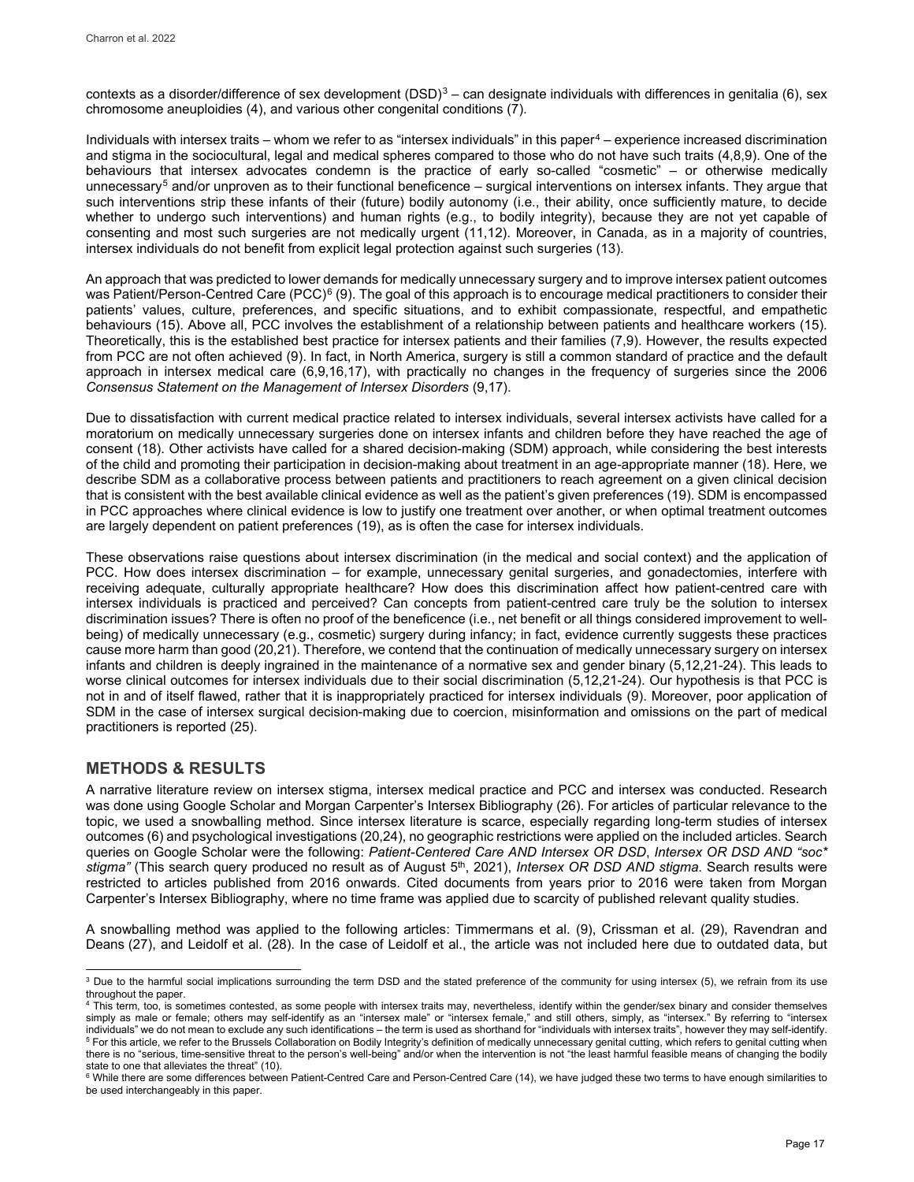contexts as a disorder/difference of sex development (DSD)[3] – can designate individuals with differences in genitalia (6), sex chromosome aneuploidies (4), and various other congenital conditions (7).

Individuals with intersex traits – whom we refer to as "intersex individuals" in this paper[4] – experience increased discrimination and stigma in the sociocultural, legal and medical spheres compared to those who do not have such traits (4,8,9). One of the behaviours that intersex advocates condemn is the practice of early so-called "cosmetic" – or otherwise medically unnecessary[5] and/or unproven as to their functional beneficence – surgical interventions on intersex infants. They argue that such interventions strip these infants of their (future) bodily autonomy (i.e., their ability, once sufficiently mature, to decide whether to undergo such interventions) and human rights (e.g., to bodily integrity), because they are not yet capable of consenting and most such surgeries are not medically urgent (11,12). Moreover, in Canada, as in a majority of countries, intersex individuals do not benefit from explicit legal protection against such surgeries (13).

An approach that was predicted to lower demands for medically unnecessary surgery and to improve intersex patient outcomes was Patient/Person-Centred Care (PCC)[6] (9). The goal of this approach is to encourage medical practitioners to consider their patients' values, culture, preferences, and specific situations, and to exhibit compassionate, respectful, and empathetic behaviours (15). Above all, PCC involves the establishment of a relationship between patients and healthcare workers (15). Theoretically, this is the established best practice for intersex patients and their families (7,9). However, the results expected from PCC are not often achieved (9). In fact, in North America, surgery is still a common standard of practice and the default approach in intersex medical care (6,9,16,17), with practically no changes in the frequency of surgeries since the 2006 *Consensus Statement on the Management of Intersex Disorders* (9,17).

Due to dissatisfaction with current medical practice related to intersex individuals, several intersex activists have called for a moratorium on medically unnecessary surgeries done on intersex infants and children before they have reached the age of consent (18). Other activists have called for a shared decision-making (SDM) approach, while considering the best interests of the child and promoting their participation in decision-making about treatment in an age-appropriate manner (18). Here, we describe SDM as a collaborative process between patients and practitioners to reach agreement on a given clinical decision that is consistent with the best available clinical evidence as well as the patient's given preferences (19). SDM is encompassed in PCC approaches where clinical evidence is low to justify one treatment over another, or when optimal treatment outcomes are largely dependent on patient preferences (19), as is often the case for intersex individuals.

These observations raise questions about intersex discrimination (in the medical and social context) and the application of PCC. How does intersex discrimination – for example, unnecessary genital surgeries, and gonadectomies, interfere with receiving adequate, culturally appropriate healthcare? How does this discrimination affect how patient-centred care with intersex individuals is practiced and perceived? Can concepts from patient-centred care truly be the solution to intersex discrimination issues? There is often no proof of the beneficence (i.e., net benefit or all things considered improvement to well-being) of medically unnecessary (e.g., cosmetic) surgery during infancy; in fact, evidence currently suggests these practices cause more harm than good (20,21). Therefore, we contend that the continuation of medically unnecessary surgery on intersex infants and children is deeply ingrained in the maintenance of a normative sex and gender binary (5,12,21-24). This leads to worse clinical outcomes for intersex individuals due to their social discrimination (5,12,21-24). Our hypothesis is that PCC is not in and of itself flawed, rather that it is inappropriately practiced for intersex individuals (9). Moreover, poor application of SDM in the case of intersex surgical decision-making due to coercion, misinformation and omissions on the part of medical practitioners is reported (25).

## METHODS & RESULTS

A narrative literature review on intersex stigma, intersex medical practice and PCC and intersex was conducted. Research was done using Google Scholar and Morgan Carpenter's Intersex Bibliography (26). For articles of particular relevance to the topic, we used a snowballing method. Since intersex literature is scarce, especially regarding long-term studies of intersex outcomes (6) and psychological investigations (20,24), no geographic restrictions were applied on the included articles. Search queries on Google Scholar were the following: *Patient-Centered Care AND Intersex OR DSD*, *Intersex OR DSD AND "soc* stigma"* (This search query produced no result as of August 5th, 2021), *Intersex OR DSD AND stigma*. Search results were restricted to articles published from 2016 onwards. Cited documents from years prior to 2016 were taken from Morgan Carpenter's Intersex Bibliography, where no time frame was applied due to scarcity of published relevant quality studies.

A snowballing method was applied to the following articles: Timmermans et al. (9), Crissman et al. (29), Ravendran and Deans (27), and Leidolf et al. (28). In the case of Leidolf et al., the article was not included here due to outdated data, but

[3] Due to the harmful social implications surrounding the term DSD and the stated preference of the community for using intersex (5), we refrain from its use throughout the paper.

[4] This term, too, is sometimes contested, as some people with intersex traits may, nevertheless, identify within the gender/sex binary and consider themselves simply as male or female; others may self-identify as an "intersex male" or "intersex female," and still others, simply, as "intersex." By referring to "intersex individuals" we do not mean to exclude any such identifications – the term is used as shorthand for "individuals with intersex traits", however they may self-identify.

[5] For this article, we refer to the Brussels Collaboration on Bodily Integrity's definition of medically unnecessary genital cutting, which refers to genital cutting when there is no "serious, time-sensitive threat to the person's well-being" and/or when the intervention is not "the least harmful feasible means of changing the bodily state to one that alleviates the threat" (10).

[6] While there are some differences between Patient-Centred Care and Person-Centred Care (14), we have judged these two terms to have enough similarities to be used interchangeably in this paper.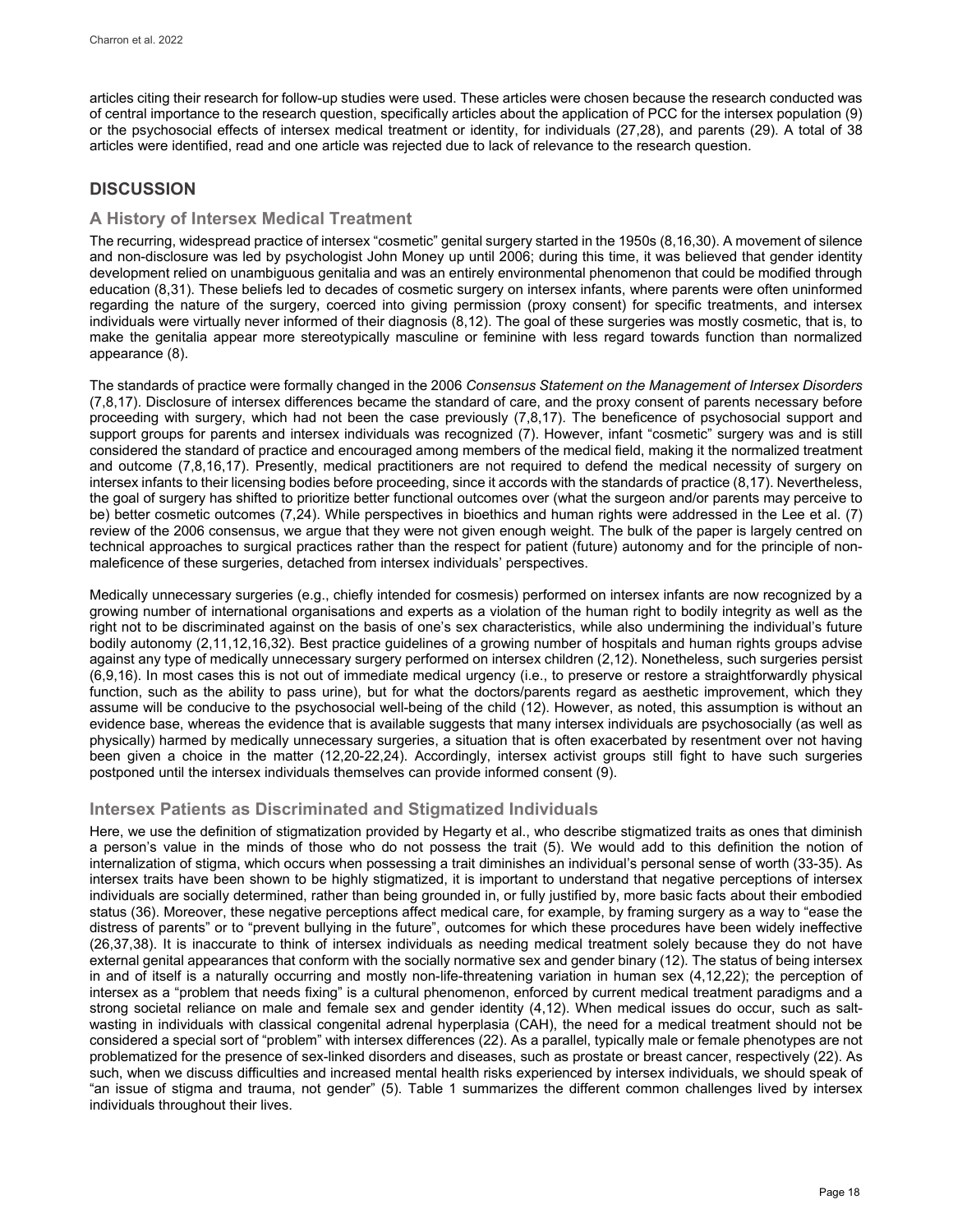articles citing their research for follow-up studies were used. These articles were chosen because the research conducted was of central importance to the research question, specifically articles about the application of PCC for the intersex population (9) or the psychosocial effects of intersex medical treatment or identity, for individuals (27,28), and parents (29). A total of 38 articles were identified, read and one article was rejected due to lack of relevance to the research question.

## DISCUSSION

### A History of Intersex Medical Treatment

The recurring, widespread practice of intersex "cosmetic" genital surgery started in the 1950s (8,16,30). A movement of silence and non-disclosure was led by psychologist John Money up until 2006; during this time, it was believed that gender identity development relied on unambiguous genitalia and was an entirely environmental phenomenon that could be modified through education (8,31). These beliefs led to decades of cosmetic surgery on intersex infants, where parents were often uninformed regarding the nature of the surgery, coerced into giving permission (proxy consent) for specific treatments, and intersex individuals were virtually never informed of their diagnosis (8,12). The goal of these surgeries was mostly cosmetic, that is, to make the genitalia appear more stereotypically masculine or feminine with less regard towards function than normalized appearance (8).

The standards of practice were formally changed in the 2006 *Consensus Statement on the Management of Intersex Disorders* (7,8,17). Disclosure of intersex differences became the standard of care, and the proxy consent of parents necessary before proceeding with surgery, which had not been the case previously (7,8,17). The beneficence of psychosocial support and support groups for parents and intersex individuals was recognized (7). However, infant "cosmetic" surgery was and is still considered the standard of practice and encouraged among members of the medical field, making it the normalized treatment and outcome (7,8,16,17). Presently, medical practitioners are not required to defend the medical necessity of surgery on intersex infants to their licensing bodies before proceeding, since it accords with the standards of practice (8,17). Nevertheless, the goal of surgery has shifted to prioritize better functional outcomes over (what the surgeon and/or parents may perceive to be) better cosmetic outcomes (7,24). While perspectives in bioethics and human rights were addressed in the Lee et al. (7) review of the 2006 consensus, we argue that they were not given enough weight. The bulk of the paper is largely centred on technical approaches to surgical practices rather than the respect for patient (future) autonomy and for the principle of non-maleficence of these surgeries, detached from intersex individuals' perspectives.

Medically unnecessary surgeries (e.g., chiefly intended for cosmesis) performed on intersex infants are now recognized by a growing number of international organisations and experts as a violation of the human right to bodily integrity as well as the right not to be discriminated against on the basis of one's sex characteristics, while also undermining the individual's future bodily autonomy (2,11,12,16,32). Best practice guidelines of a growing number of hospitals and human rights groups advise against any type of medically unnecessary surgery performed on intersex children (2,12). Nonetheless, such surgeries persist (6,9,16). In most cases this is not out of immediate medical urgency (i.e., to preserve or restore a straightforwardly physical function, such as the ability to pass urine), but for what the doctors/parents regard as aesthetic improvement, which they assume will be conducive to the psychosocial well-being of the child (12). However, as noted, this assumption is without an evidence base, whereas the evidence that is available suggests that many intersex individuals are psychosocially (as well as physically) harmed by medically unnecessary surgeries, a situation that is often exacerbated by resentment over not having been given a choice in the matter (12,20-22,24). Accordingly, intersex activist groups still fight to have such surgeries postponed until the intersex individuals themselves can provide informed consent (9).

### Intersex Patients as Discriminated and Stigmatized Individuals

Here, we use the definition of stigmatization provided by Hegarty et al., who describe stigmatized traits as ones that diminish a person's value in the minds of those who do not possess the trait (5). We would add to this definition the notion of internalization of stigma, which occurs when possessing a trait diminishes an individual's personal sense of worth (33-35). As intersex traits have been shown to be highly stigmatized, it is important to understand that negative perceptions of intersex individuals are socially determined, rather than being grounded in, or fully justified by, more basic facts about their embodied status (36). Moreover, these negative perceptions affect medical care, for example, by framing surgery as a way to "ease the distress of parents" or to "prevent bullying in the future", outcomes for which these procedures have been widely ineffective (26,37,38). It is inaccurate to think of intersex individuals as needing medical treatment solely because they do not have external genital appearances that conform with the socially normative sex and gender binary (12). The status of being intersex in and of itself is a naturally occurring and mostly non-life-threatening variation in human sex (4,12,22); the perception of intersex as a "problem that needs fixing" is a cultural phenomenon, enforced by current medical treatment paradigms and a strong societal reliance on male and female sex and gender identity (4,12). When medical issues do occur, such as salt-wasting in individuals with classical congenital adrenal hyperplasia (CAH), the need for a medical treatment should not be considered a special sort of "problem" with intersex differences (22). As a parallel, typically male or female phenotypes are not problematized for the presence of sex-linked disorders and diseases, such as prostate or breast cancer, respectively (22). As such, when we discuss difficulties and increased mental health risks experienced by intersex individuals, we should speak of "an issue of stigma and trauma, not gender" (5). Table 1 summarizes the different common challenges lived by intersex individuals throughout their lives.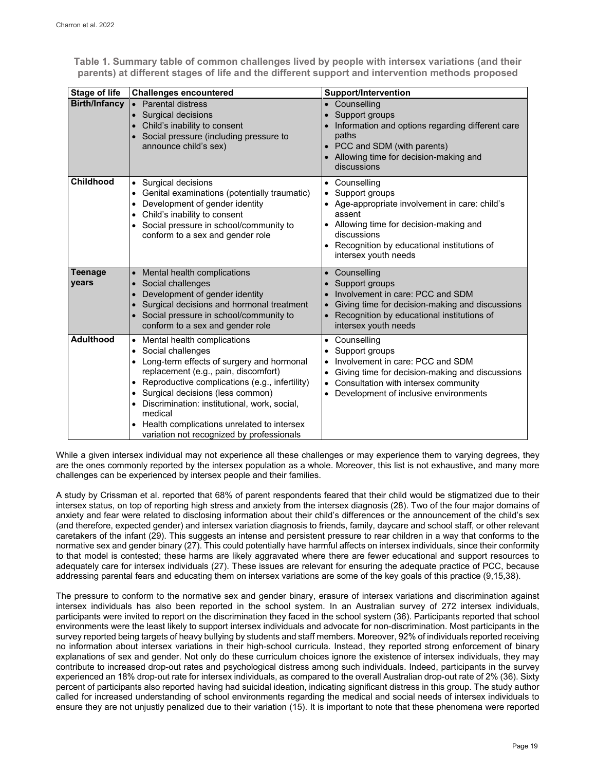**Table 1. Summary table of common challenges lived by people with intersex variations (and their parents) at different stages of life and the different support and intervention methods proposed**

| Stage of life | Challenges encountered | Support/Intervention |
|---|---|---|
| **Birth/Infancy** | • Parental distress<br>• Surgical decisions<br>• Child's inability to consent<br>• Social pressure (including pressure to announce child's sex) | • Counselling<br>• Support groups<br>• Information and options regarding different care paths<br>• PCC and SDM (with parents)<br>• Allowing time for decision-making and discussions |
| **Childhood** | • Surgical decisions<br>• Genital examinations (potentially traumatic)<br>• Development of gender identity<br>• Child's inability to consent<br>• Social pressure in school/community to conform to a sex and gender role | • Counselling<br>• Support groups<br>• Age-appropriate involvement in care: child's assent<br>• Allowing time for decision-making and discussions<br>• Recognition by educational institutions of intersex youth needs |
| **Teenage years** | • Mental health complications<br>• Social challenges<br>• Development of gender identity<br>• Surgical decisions and hormonal treatment<br>• Social pressure in school/community to conform to a sex and gender role | • Counselling<br>• Support groups<br>• Involvement in care: PCC and SDM<br>• Giving time for decision-making and discussions<br>• Recognition by educational institutions of intersex youth needs |
| **Adulthood** | • Mental health complications<br>• Social challenges<br>• Long-term effects of surgery and hormonal replacement (e.g., pain, discomfort)<br>• Reproductive complications (e.g., infertility)<br>• Surgical decisions (less common)<br>• Discrimination: institutional, work, social, medical<br>• Health complications unrelated to intersex variation not recognized by professionals | • Counselling<br>• Support groups<br>• Involvement in care: PCC and SDM<br>• Giving time for decision-making and discussions<br>• Consultation with intersex community<br>• Development of inclusive environments |

While a given intersex individual may not experience all these challenges or may experience them to varying degrees, they are the ones commonly reported by the intersex population as a whole. Moreover, this list is not exhaustive, and many more challenges can be experienced by intersex people and their families.

A study by Crissman et al. reported that 68% of parent respondents feared that their child would be stigmatized due to their intersex status, on top of reporting high stress and anxiety from the intersex diagnosis (28). Two of the four major domains of anxiety and fear were related to disclosing information about their child's differences or the announcement of the child's sex (and therefore, expected gender) and intersex variation diagnosis to friends, family, daycare and school staff, or other relevant caretakers of the infant (29). This suggests an intense and persistent pressure to rear children in a way that conforms to the normative sex and gender binary (27). This could potentially have harmful affects on intersex individuals, since their conformity to that model is contested; these harms are likely aggravated where there are fewer educational and support resources to adequately care for intersex individuals (27). These issues are relevant for ensuring the adequate practice of PCC, because addressing parental fears and educating them on intersex variations are some of the key goals of this practice (9,15,38).

The pressure to conform to the normative sex and gender binary, erasure of intersex variations and discrimination against intersex individuals has also been reported in the school system. In an Australian survey of 272 intersex individuals, participants were invited to report on the discrimination they faced in the school system (36). Participants reported that school environments were the least likely to support intersex individuals and advocate for non-discrimination. Most participants in the survey reported being targets of heavy bullying by students and staff members. Moreover, 92% of individuals reported receiving no information about intersex variations in their high-school curricula. Instead, they reported strong enforcement of binary explanations of sex and gender. Not only do these curriculum choices ignore the existence of intersex individuals, they may contribute to increased drop-out rates and psychological distress among such individuals. Indeed, participants in the survey experienced an 18% drop-out rate for intersex individuals, as compared to the overall Australian drop-out rate of 2% (36). Sixty percent of participants also reported having had suicidal ideation, indicating significant distress in this group. The study author called for increased understanding of school environments regarding the medical and social needs of intersex individuals to ensure they are not unjustly penalized due to their variation (15). It is important to note that these phenomena were reported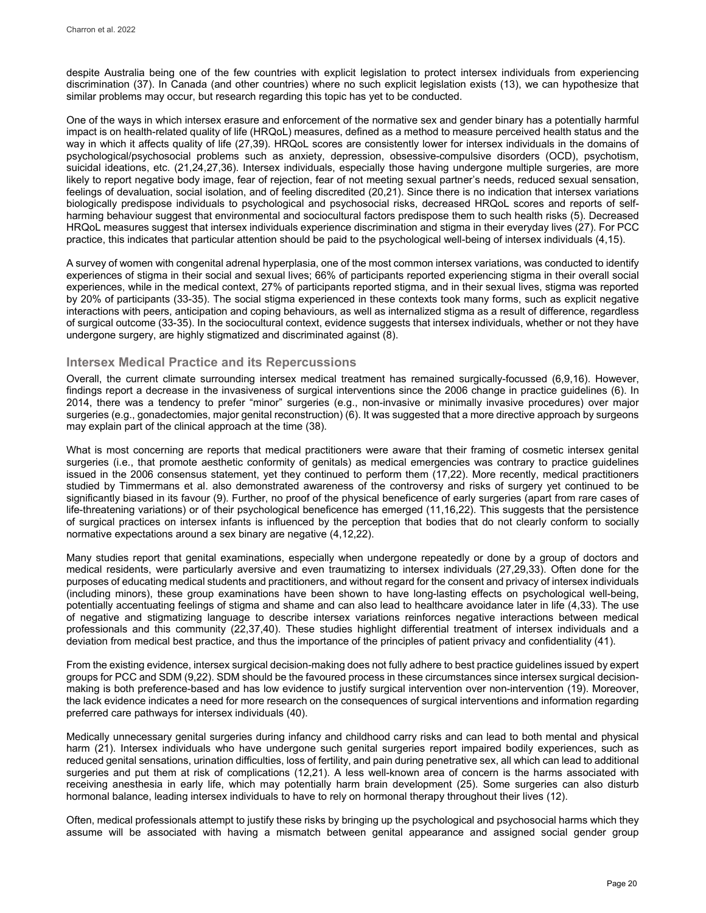despite Australia being one of the few countries with explicit legislation to protect intersex individuals from experiencing discrimination (37). In Canada (and other countries) where no such explicit legislation exists (13), we can hypothesize that similar problems may occur, but research regarding this topic has yet to be conducted.

One of the ways in which intersex erasure and enforcement of the normative sex and gender binary has a potentially harmful impact is on health-related quality of life (HRQoL) measures, defined as a method to measure perceived health status and the way in which it affects quality of life (27,39). HRQoL scores are consistently lower for intersex individuals in the domains of psychological/psychosocial problems such as anxiety, depression, obsessive-compulsive disorders (OCD), psychotism, suicidal ideations, etc. (21,24,27,36). Intersex individuals, especially those having undergone multiple surgeries, are more likely to report negative body image, fear of rejection, fear of not meeting sexual partner's needs, reduced sexual sensation, feelings of devaluation, social isolation, and of feeling discredited (20,21). Since there is no indication that intersex variations biologically predispose individuals to psychological and psychosocial risks, decreased HRQoL scores and reports of self-harming behaviour suggest that environmental and sociocultural factors predispose them to such health risks (5). Decreased HRQoL measures suggest that intersex individuals experience discrimination and stigma in their everyday lives (27). For PCC practice, this indicates that particular attention should be paid to the psychological well-being of intersex individuals (4,15).

A survey of women with congenital adrenal hyperplasia, one of the most common intersex variations, was conducted to identify experiences of stigma in their social and sexual lives; 66% of participants reported experiencing stigma in their overall social experiences, while in the medical context, 27% of participants reported stigma, and in their sexual lives, stigma was reported by 20% of participants (33-35). The social stigma experienced in these contexts took many forms, such as explicit negative interactions with peers, anticipation and coping behaviours, as well as internalized stigma as a result of difference, regardless of surgical outcome (33-35). In the sociocultural context, evidence suggests that intersex individuals, whether or not they have undergone surgery, are highly stigmatized and discriminated against (8).

## Intersex Medical Practice and its Repercussions

Overall, the current climate surrounding intersex medical treatment has remained surgically-focussed (6,9,16). However, findings report a decrease in the invasiveness of surgical interventions since the 2006 change in practice guidelines (6). In 2014, there was a tendency to prefer "minor" surgeries (e.g., non-invasive or minimally invasive procedures) over major surgeries (e.g., gonadectomies, major genital reconstruction) (6). It was suggested that a more directive approach by surgeons may explain part of the clinical approach at the time (38).

What is most concerning are reports that medical practitioners were aware that their framing of cosmetic intersex genital surgeries (i.e., that promote aesthetic conformity of genitals) as medical emergencies was contrary to practice guidelines issued in the 2006 consensus statement, yet they continued to perform them (17,22). More recently, medical practitioners studied by Timmermans et al. also demonstrated awareness of the controversy and risks of surgery yet continued to be significantly biased in its favour (9). Further, no proof of the physical beneficence of early surgeries (apart from rare cases of life-threatening variations) or of their psychological beneficence has emerged (11,16,22). This suggests that the persistence of surgical practices on intersex infants is influenced by the perception that bodies that do not clearly conform to socially normative expectations around a sex binary are negative (4,12,22).

Many studies report that genital examinations, especially when undergone repeatedly or done by a group of doctors and medical residents, were particularly aversive and even traumatizing to intersex individuals (27,29,33). Often done for the purposes of educating medical students and practitioners, and without regard for the consent and privacy of intersex individuals (including minors), these group examinations have been shown to have long-lasting effects on psychological well-being, potentially accentuating feelings of stigma and shame and can also lead to healthcare avoidance later in life (4,33). The use of negative and stigmatizing language to describe intersex variations reinforces negative interactions between medical professionals and this community (22,37,40). These studies highlight differential treatment of intersex individuals and a deviation from medical best practice, and thus the importance of the principles of patient privacy and confidentiality (41).

From the existing evidence, intersex surgical decision-making does not fully adhere to best practice guidelines issued by expert groups for PCC and SDM (9,22). SDM should be the favoured process in these circumstances since intersex surgical decision-making is both preference-based and has low evidence to justify surgical intervention over non-intervention (19). Moreover, the lack evidence indicates a need for more research on the consequences of surgical interventions and information regarding preferred care pathways for intersex individuals (40).

Medically unnecessary genital surgeries during infancy and childhood carry risks and can lead to both mental and physical harm (21). Intersex individuals who have undergone such genital surgeries report impaired bodily experiences, such as reduced genital sensations, urination difficulties, loss of fertility, and pain during penetrative sex, all which can lead to additional surgeries and put them at risk of complications (12,21). A less well-known area of concern is the harms associated with receiving anesthesia in early life, which may potentially harm brain development (25). Some surgeries can also disturb hormonal balance, leading intersex individuals to have to rely on hormonal therapy throughout their lives (12).

Often, medical professionals attempt to justify these risks by bringing up the psychological and psychosocial harms which they assume will be associated with having a mismatch between genital appearance and assigned social gender group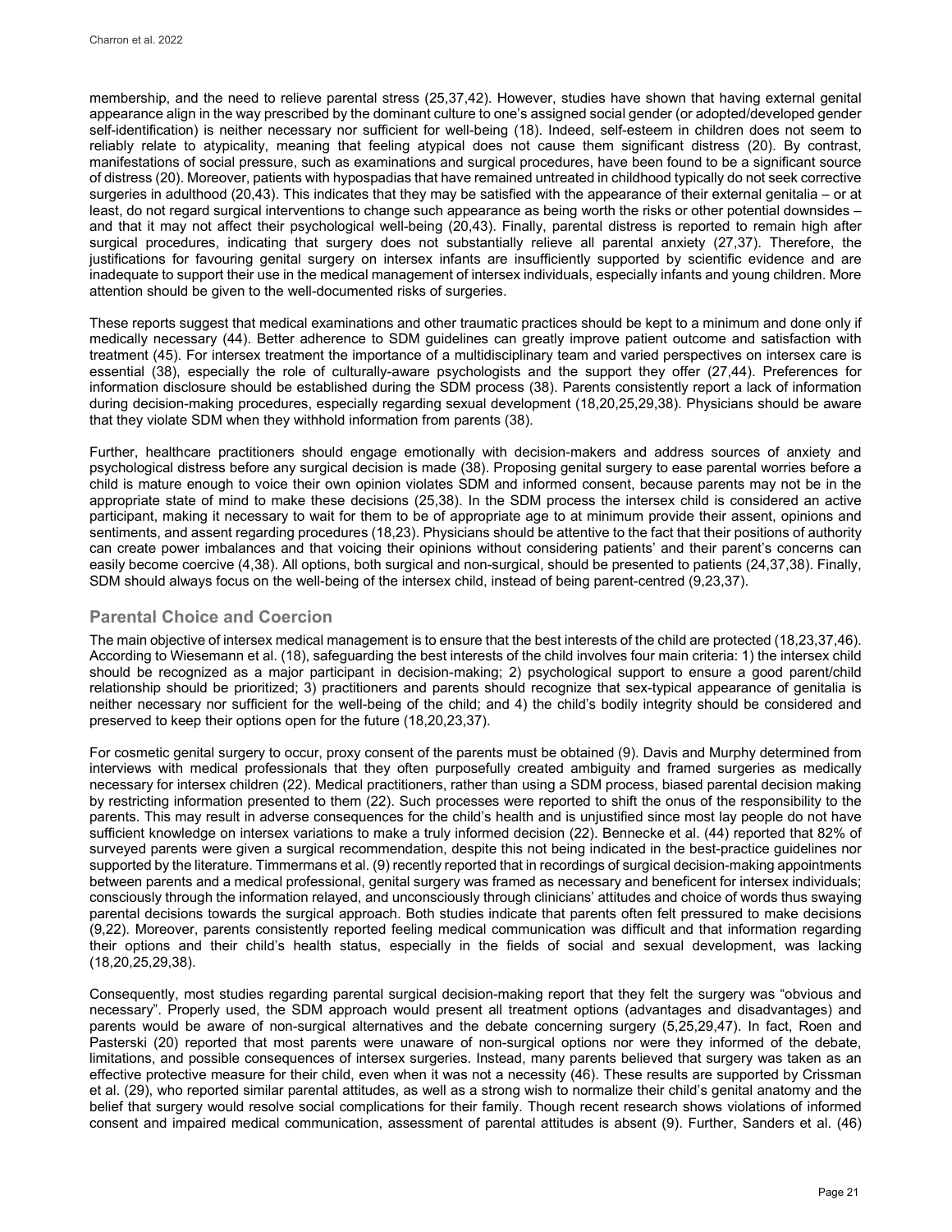membership, and the need to relieve parental stress (25,37,42). However, studies have shown that having external genital appearance align in the way prescribed by the dominant culture to one's assigned social gender (or adopted/developed gender self-identification) is neither necessary nor sufficient for well-being (18). Indeed, self-esteem in children does not seem to reliably relate to atypicality, meaning that feeling atypical does not cause them significant distress (20). By contrast, manifestations of social pressure, such as examinations and surgical procedures, have been found to be a significant source of distress (20). Moreover, patients with hypospadias that have remained untreated in childhood typically do not seek corrective surgeries in adulthood (20,43). This indicates that they may be satisfied with the appearance of their external genitalia – or at least, do not regard surgical interventions to change such appearance as being worth the risks or other potential downsides – and that it may not affect their psychological well-being (20,43). Finally, parental distress is reported to remain high after surgical procedures, indicating that surgery does not substantially relieve all parental anxiety (27,37). Therefore, the justifications for favouring genital surgery on intersex infants are insufficiently supported by scientific evidence and are inadequate to support their use in the medical management of intersex individuals, especially infants and young children. More attention should be given to the well-documented risks of surgeries.

These reports suggest that medical examinations and other traumatic practices should be kept to a minimum and done only if medically necessary (44). Better adherence to SDM guidelines can greatly improve patient outcome and satisfaction with treatment (45). For intersex treatment the importance of a multidisciplinary team and varied perspectives on intersex care is essential (38), especially the role of culturally-aware psychologists and the support they offer (27,44). Preferences for information disclosure should be established during the SDM process (38). Parents consistently report a lack of information during decision-making procedures, especially regarding sexual development (18,20,25,29,38). Physicians should be aware that they violate SDM when they withhold information from parents (38).

Further, healthcare practitioners should engage emotionally with decision-makers and address sources of anxiety and psychological distress before any surgical decision is made (38). Proposing genital surgery to ease parental worries before a child is mature enough to voice their own opinion violates SDM and informed consent, because parents may not be in the appropriate state of mind to make these decisions (25,38). In the SDM process the intersex child is considered an active participant, making it necessary to wait for them to be of appropriate age to at minimum provide their assent, opinions and sentiments, and assent regarding procedures (18,23). Physicians should be attentive to the fact that their positions of authority can create power imbalances and that voicing their opinions without considering patients' and their parent's concerns can easily become coercive (4,38). All options, both surgical and non-surgical, should be presented to patients (24,37,38). Finally, SDM should always focus on the well-being of the intersex child, instead of being parent-centred (9,23,37).

## Parental Choice and Coercion

The main objective of intersex medical management is to ensure that the best interests of the child are protected (18,23,37,46). According to Wiesemann et al. (18), safeguarding the best interests of the child involves four main criteria: 1) the intersex child should be recognized as a major participant in decision-making; 2) psychological support to ensure a good parent/child relationship should be prioritized; 3) practitioners and parents should recognize that sex-typical appearance of genitalia is neither necessary nor sufficient for the well-being of the child; and 4) the child's bodily integrity should be considered and preserved to keep their options open for the future (18,20,23,37).

For cosmetic genital surgery to occur, proxy consent of the parents must be obtained (9). Davis and Murphy determined from interviews with medical professionals that they often purposefully created ambiguity and framed surgeries as medically necessary for intersex children (22). Medical practitioners, rather than using a SDM process, biased parental decision making by restricting information presented to them (22). Such processes were reported to shift the onus of the responsibility to the parents. This may result in adverse consequences for the child's health and is unjustified since most lay people do not have sufficient knowledge on intersex variations to make a truly informed decision (22). Bennecke et al. (44) reported that 82% of surveyed parents were given a surgical recommendation, despite this not being indicated in the best-practice guidelines nor supported by the literature. Timmermans et al. (9) recently reported that in recordings of surgical decision-making appointments between parents and a medical professional, genital surgery was framed as necessary and beneficent for intersex individuals; consciously through the information relayed, and unconsciously through clinicians' attitudes and choice of words thus swaying parental decisions towards the surgical approach. Both studies indicate that parents often felt pressured to make decisions (9,22). Moreover, parents consistently reported feeling medical communication was difficult and that information regarding their options and their child's health status, especially in the fields of social and sexual development, was lacking (18,20,25,29,38).

Consequently, most studies regarding parental surgical decision-making report that they felt the surgery was "obvious and necessary". Properly used, the SDM approach would present all treatment options (advantages and disadvantages) and parents would be aware of non-surgical alternatives and the debate concerning surgery (5,25,29,47). In fact, Roen and Pasterski (20) reported that most parents were unaware of non-surgical options nor were they informed of the debate, limitations, and possible consequences of intersex surgeries. Instead, many parents believed that surgery was taken as an effective protective measure for their child, even when it was not a necessity (46). These results are supported by Crissman et al. (29), who reported similar parental attitudes, as well as a strong wish to normalize their child's genital anatomy and the belief that surgery would resolve social complications for their family. Though recent research shows violations of informed consent and impaired medical communication, assessment of parental attitudes is absent (9). Further, Sanders et al. (46)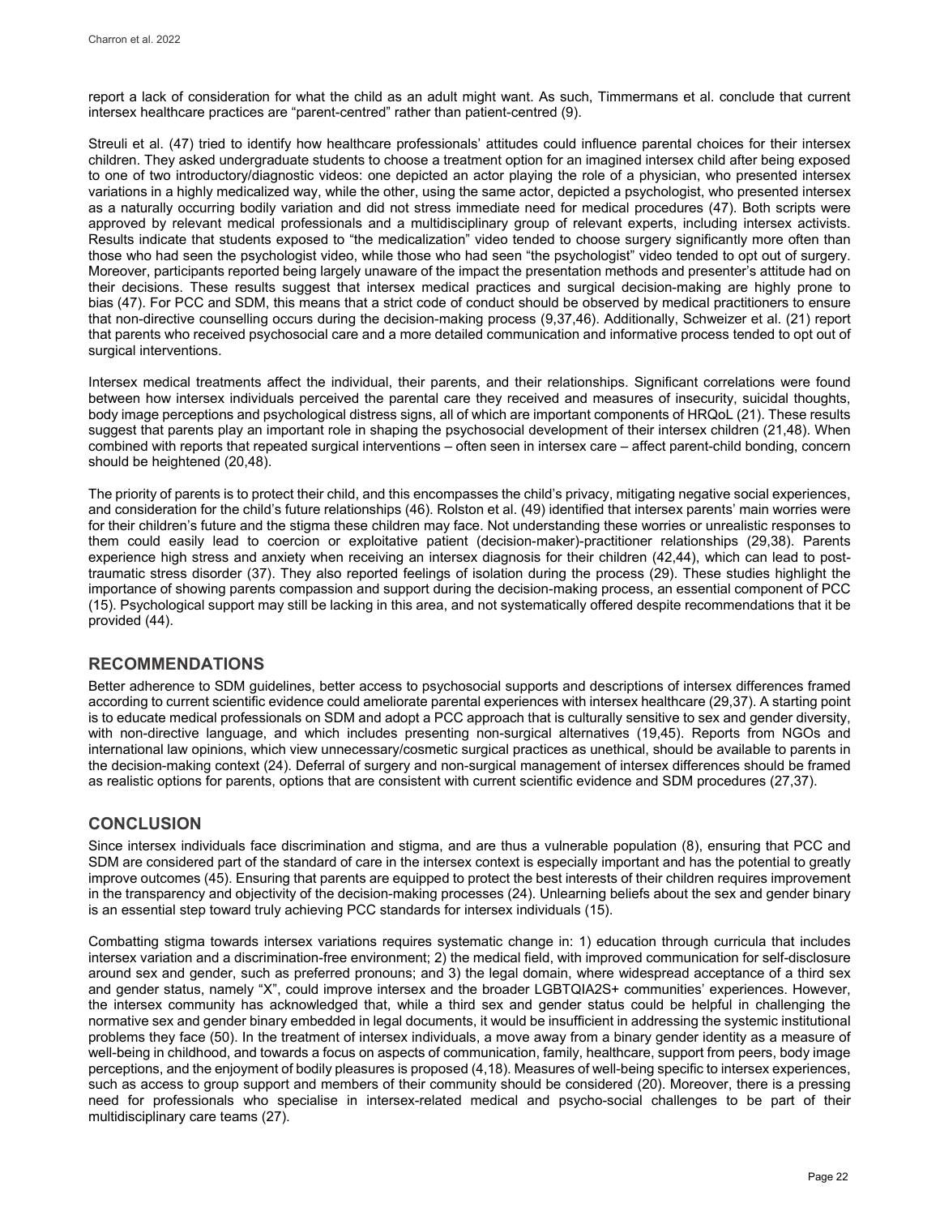report a lack of consideration for what the child as an adult might want. As such, Timmermans et al. conclude that current intersex healthcare practices are "parent-centred" rather than patient-centred (9).

Streuli et al. (47) tried to identify how healthcare professionals' attitudes could influence parental choices for their intersex children. They asked undergraduate students to choose a treatment option for an imagined intersex child after being exposed to one of two introductory/diagnostic videos: one depicted an actor playing the role of a physician, who presented intersex variations in a highly medicalized way, while the other, using the same actor, depicted a psychologist, who presented intersex as a naturally occurring bodily variation and did not stress immediate need for medical procedures (47). Both scripts were approved by relevant medical professionals and a multidisciplinary group of relevant experts, including intersex activists. Results indicate that students exposed to "the medicalization" video tended to choose surgery significantly more often than those who had seen the psychologist video, while those who had seen "the psychologist" video tended to opt out of surgery. Moreover, participants reported being largely unaware of the impact the presentation methods and presenter's attitude had on their decisions. These results suggest that intersex medical practices and surgical decision-making are highly prone to bias (47). For PCC and SDM, this means that a strict code of conduct should be observed by medical practitioners to ensure that non-directive counselling occurs during the decision-making process (9,37,46). Additionally, Schweizer et al. (21) report that parents who received psychosocial care and a more detailed communication and informative process tended to opt out of surgical interventions.

Intersex medical treatments affect the individual, their parents, and their relationships. Significant correlations were found between how intersex individuals perceived the parental care they received and measures of insecurity, suicidal thoughts, body image perceptions and psychological distress signs, all of which are important components of HRQoL (21). These results suggest that parents play an important role in shaping the psychosocial development of their intersex children (21,48). When combined with reports that repeated surgical interventions – often seen in intersex care – affect parent-child bonding, concern should be heightened (20,48).

The priority of parents is to protect their child, and this encompasses the child's privacy, mitigating negative social experiences, and consideration for the child's future relationships (46). Rolston et al. (49) identified that intersex parents' main worries were for their children's future and the stigma these children may face. Not understanding these worries or unrealistic responses to them could easily lead to coercion or exploitative patient (decision-maker)-practitioner relationships (29,38). Parents experience high stress and anxiety when receiving an intersex diagnosis for their children (42,44), which can lead to post-traumatic stress disorder (37). They also reported feelings of isolation during the process (29). These studies highlight the importance of showing parents compassion and support during the decision-making process, an essential component of PCC (15). Psychological support may still be lacking in this area, and not systematically offered despite recommendations that it be provided (44).

## RECOMMENDATIONS

Better adherence to SDM guidelines, better access to psychosocial supports and descriptions of intersex differences framed according to current scientific evidence could ameliorate parental experiences with intersex healthcare (29,37). A starting point is to educate medical professionals on SDM and adopt a PCC approach that is culturally sensitive to sex and gender diversity, with non-directive language, and which includes presenting non-surgical alternatives (19,45). Reports from NGOs and international law opinions, which view unnecessary/cosmetic surgical practices as unethical, should be available to parents in the decision-making context (24). Deferral of surgery and non-surgical management of intersex differences should be framed as realistic options for parents, options that are consistent with current scientific evidence and SDM procedures (27,37).

## CONCLUSION

Since intersex individuals face discrimination and stigma, and are thus a vulnerable population (8), ensuring that PCC and SDM are considered part of the standard of care in the intersex context is especially important and has the potential to greatly improve outcomes (45). Ensuring that parents are equipped to protect the best interests of their children requires improvement in the transparency and objectivity of the decision-making processes (24). Unlearning beliefs about the sex and gender binary is an essential step toward truly achieving PCC standards for intersex individuals (15).

Combatting stigma towards intersex variations requires systematic change in: 1) education through curricula that includes intersex variation and a discrimination-free environment; 2) the medical field, with improved communication for self-disclosure around sex and gender, such as preferred pronouns; and 3) the legal domain, where widespread acceptance of a third sex and gender status, namely "X", could improve intersex and the broader LGBTQIA2S+ communities' experiences. However, the intersex community has acknowledged that, while a third sex and gender status could be helpful in challenging the normative sex and gender binary embedded in legal documents, it would be insufficient in addressing the systemic institutional problems they face (50). In the treatment of intersex individuals, a move away from a binary gender identity as a measure of well-being in childhood, and towards a focus on aspects of communication, family, healthcare, support from peers, body image perceptions, and the enjoyment of bodily pleasures is proposed (4,18). Measures of well-being specific to intersex experiences, such as access to group support and members of their community should be considered (20). Moreover, there is a pressing need for professionals who specialise in intersex-related medical and psycho-social challenges to be part of their multidisciplinary care teams (27).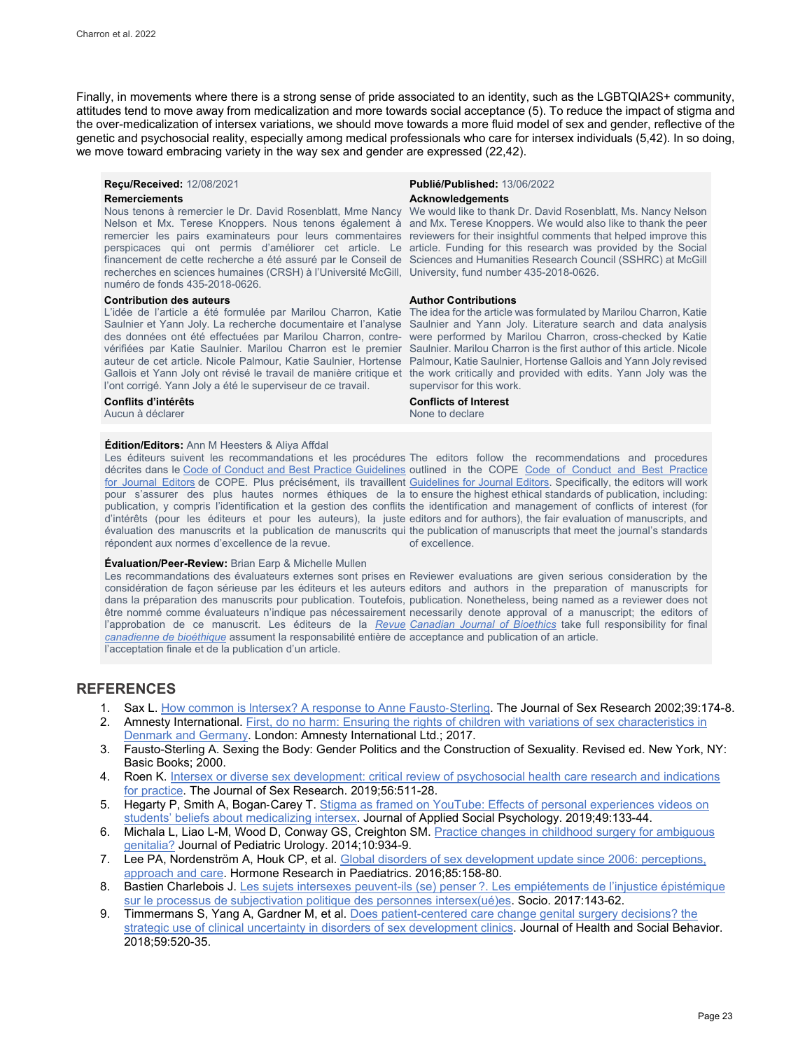Finally, in movements where there is a strong sense of pride associated to an identity, such as the LGBTQIA2S+ community, attitudes tend to move away from medicalization and more towards social acceptance (5). To reduce the impact of stigma and the over-medicalization of intersex variations, we should move towards a more fluid model of sex and gender, reflective of the genetic and psychosocial reality, especially among medical professionals who care for intersex individuals (5,42). In so doing, we move toward embracing variety in the way sex and gender are expressed (22,42).

**Reçu/Received:** 12/08/2021

**Publié/Published:** 13/06/2022

**Remerciements**

Nous tenons à remercier le Dr. David Rosenblatt, Mme Nancy Nelson et Mx. Terese Knoppers. Nous tenons également à remercier les pairs examinateurs pour leurs commentaires perspicaces qui ont permis d'améliorer cet article. Le financement de cette recherche a été assuré par le Conseil de recherches en sciences humaines (CRSH) à l'Université McGill, numéro de fonds 435-2018-0626.

**Acknowledgements**

We would like to thank Dr. David Rosenblatt, Ms. Nancy Nelson and Mx. Terese Knoppers. We would also like to thank the peer reviewers for their insightful comments that helped improve this article. Funding for this research was provided by the Social Sciences and Humanities Research Council (SSHRC) at McGill University, fund number 435-2018-0626.

**Contribution des auteurs**

L'idée de l'article a été formulée par Marilou Charron, Katie Saulnier et Yann Joly. La recherche documentaire et l'analyse des données ont été effectuées par Marilou Charron, contre-vérifiées par Katie Saulnier. Marilou Charron est le premier auteur de cet article. Nicole Palmour, Katie Saulnier, Hortense Gallois et Yann Joly ont révisé le travail de manière critique et l'ont corrigé. Yann Joly a été le superviseur de ce travail.

**Author Contributions**

The idea for the article was formulated by Marilou Charron, Katie Saulnier and Yann Joly. Literature search and data analysis were performed by Marilou Charron, cross-checked by Katie Saulnier. Marilou Charron is the first author of this article. Nicole Palmour, Katie Saulnier, Hortense Gallois and Yann Joly revised the work critically and provided with edits. Yann Joly was the supervisor for this work.

**Conflits d'intérêts**

Aucun à déclarer

**Conflicts of Interest**

None to declare

**Édition/Editors:** Ann M Heesters & Aliya Affdal

Les éditeurs suivent les recommandations et les procédures décrites dans le Code of Conduct and Best Practice Guidelines for Journal Editors de COPE. Plus précisément, ils travaillent pour s'assurer des plus hautes normes éthiques de la publication, y compris l'identification et la gestion des conflits d'intérêts (pour les éditeurs et pour les auteurs), la juste évaluation des manuscrits et la publication de manuscrits qui répondent aux normes d'excellence de la revue.

The editors follow the recommendations and procedures outlined in the COPE Code of Conduct and Best Practice Guidelines for Journal Editors. Specifically, the editors will work to ensure the highest ethical standards of publication, including: the identification and management of conflicts of interest (for editors and for authors), the fair evaluation of manuscripts, and the publication of manuscripts that meet the journal's standards of excellence.

**Évaluation/Peer-Review:** Brian Earp & Michelle Mullen

Les recommandations des évaluateurs externes sont prises en considération de façon sérieuse par les éditeurs et les auteurs dans la préparation des manuscrits pour publication. Toutefois, être nommé comme évaluateurs n'indique pas nécessairement l'approbation de ce manuscrit. Les éditeurs de la *Revue canadienne de bioéthique* assument la responsabilité entière de l'acceptation finale et de la publication d'un article.

Reviewer evaluations are given serious consideration by the editors and authors in the preparation of manuscripts for publication. Nonetheless, being named as a reviewer does not necessarily denote approval of a manuscript; the editors of *Canadian Journal of Bioethics* take full responsibility for final acceptance and publication of an article.

## REFERENCES

1. Sax L. How common is Intersex? A response to Anne Fausto-Sterling. The Journal of Sex Research 2002;39:174-8.
2. Amnesty International. First, do no harm: Ensuring the rights of children with variations of sex characteristics in Denmark and Germany. London: Amnesty International Ltd.; 2017.
3. Fausto-Sterling A. Sexing the Body: Gender Politics and the Construction of Sexuality. Revised ed. New York, NY: Basic Books; 2000.
4. Roen K. Intersex or diverse sex development: critical review of psychosocial health care research and indications for practice. The Journal of Sex Research. 2019;56:511-28.
5. Hegarty P, Smith A, Bogan-Carey T. Stigma as framed on YouTube: Effects of personal experiences videos on students' beliefs about medicalizing intersex. Journal of Applied Social Psychology. 2019;49:133-44.
6. Michala L, Liao L-M, Wood D, Conway GS, Creighton SM. Practice changes in childhood surgery for ambiguous genitalia? Journal of Pediatric Urology. 2014;10:934-9.
7. Lee PA, Nordenström A, Houk CP, et al. Global disorders of sex development update since 2006: perceptions, approach and care. Hormone Research in Paediatrics. 2016;85:158-80.
8. Bastien Charlebois J. Les sujets intersexes peuvent-ils (se) penser ?. Les empiétements de l'injustice épistémique sur le processus de subjectivation politique des personnes intersex(ué)es. Socio. 2017:143-62.
9. Timmermans S, Yang A, Gardner M, et al. Does patient-centered care change genital surgery decisions? the strategic use of clinical uncertainty in disorders of sex development clinics. Journal of Health and Social Behavior. 2018;59:520-35.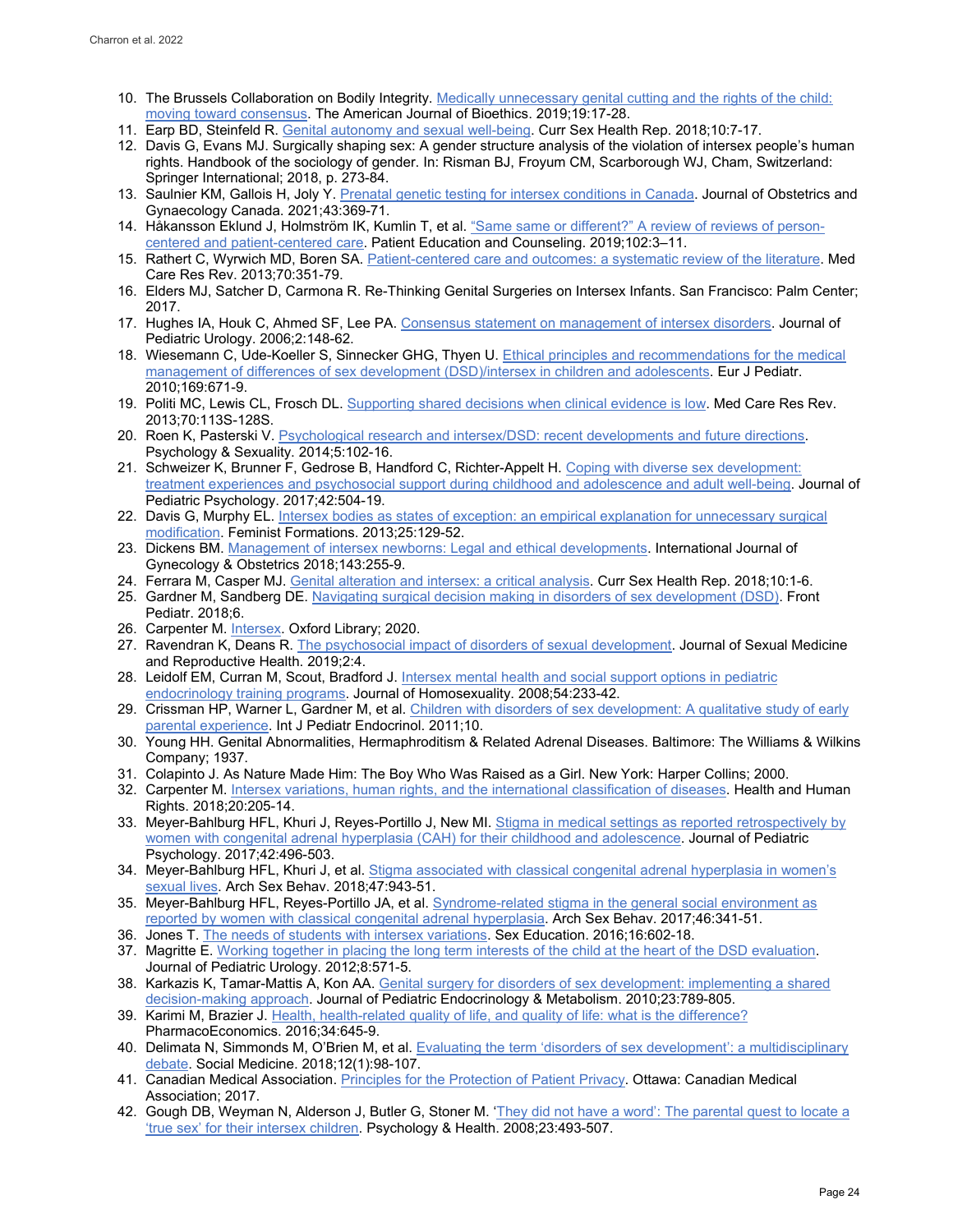10. The Brussels Collaboration on Bodily Integrity. Medically unnecessary genital cutting and the rights of the child: moving toward consensus. The American Journal of Bioethics. 2019;19:17-28.
11. Earp BD, Steinfeld R. Genital autonomy and sexual well-being. Curr Sex Health Rep. 2018;10:7-17.
12. Davis G, Evans MJ. Surgically shaping sex: A gender structure analysis of the violation of intersex people's human rights. Handbook of the sociology of gender. In: Risman BJ, Froyum CM, Scarborough WJ, Cham, Switzerland: Springer International; 2018, p. 273-84.
13. Saulnier KM, Gallois H, Joly Y. Prenatal genetic testing for intersex conditions in Canada. Journal of Obstetrics and Gynaecology Canada. 2021;43:369-71.
14. Håkansson Eklund J, Holmström IK, Kumlin T, et al. "Same same or different?" A review of reviews of person-centered and patient-centered care. Patient Education and Counseling. 2019;102:3–11.
15. Rathert C, Wyrwich MD, Boren SA. Patient-centered care and outcomes: a systematic review of the literature. Med Care Res Rev. 2013;70:351-79.
16. Elders MJ, Satcher D, Carmona R. Re-Thinking Genital Surgeries on Intersex Infants. San Francisco: Palm Center; 2017.
17. Hughes IA, Houk C, Ahmed SF, Lee PA. Consensus statement on management of intersex disorders. Journal of Pediatric Urology. 2006;2:148-62.
18. Wiesemann C, Ude-Koeller S, Sinnecker GHG, Thyen U. Ethical principles and recommendations for the medical management of differences of sex development (DSD)/intersex in children and adolescents. Eur J Pediatr. 2010;169:671-9.
19. Politi MC, Lewis CL, Frosch DL. Supporting shared decisions when clinical evidence is low. Med Care Res Rev. 2013;70:113S-128S.
20. Roen K, Pasterski V. Psychological research and intersex/DSD: recent developments and future directions. Psychology & Sexuality. 2014;5:102-16.
21. Schweizer K, Brunner F, Gedrose B, Handford C, Richter-Appelt H. Coping with diverse sex development: treatment experiences and psychosocial support during childhood and adolescence and adult well-being. Journal of Pediatric Psychology. 2017;42:504-19.
22. Davis G, Murphy EL. Intersex bodies as states of exception: an empirical explanation for unnecessary surgical modification. Feminist Formations. 2013;25:129-52.
23. Dickens BM. Management of intersex newborns: Legal and ethical developments. International Journal of Gynecology & Obstetrics 2018;143:255-9.
24. Ferrara M, Casper MJ. Genital alteration and intersex: a critical analysis. Curr Sex Health Rep. 2018;10:1-6.
25. Gardner M, Sandberg DE. Navigating surgical decision making in disorders of sex development (DSD). Front Pediatr. 2018;6.
26. Carpenter M. Intersex. Oxford Library; 2020.
27. Ravendran K, Deans R. The psychosocial impact of disorders of sexual development. Journal of Sexual Medicine and Reproductive Health. 2019;2:4.
28. Leidolf EM, Curran M, Scout, Bradford J. Intersex mental health and social support options in pediatric endocrinology training programs. Journal of Homosexuality. 2008;54:233-42.
29. Crissman HP, Warner L, Gardner M, et al. Children with disorders of sex development: A qualitative study of early parental experience. Int J Pediatr Endocrinol. 2011;10.
30. Young HH. Genital Abnormalities, Hermaphroditism & Related Adrenal Diseases. Baltimore: The Williams & Wilkins Company; 1937.
31. Colapinto J. As Nature Made Him: The Boy Who Was Raised as a Girl. New York: Harper Collins; 2000.
32. Carpenter M. Intersex variations, human rights, and the international classification of diseases. Health and Human Rights. 2018;20:205-14.
33. Meyer-Bahlburg HFL, Khuri J, Reyes-Portillo J, New MI. Stigma in medical settings as reported retrospectively by women with congenital adrenal hyperplasia (CAH) for their childhood and adolescence. Journal of Pediatric Psychology. 2017;42:496-503.
34. Meyer-Bahlburg HFL, Khuri J, et al. Stigma associated with classical congenital adrenal hyperplasia in women's sexual lives. Arch Sex Behav. 2018;47:943-51.
35. Meyer-Bahlburg HFL, Reyes-Portillo JA, et al. Syndrome-related stigma in the general social environment as reported by women with classical congenital adrenal hyperplasia. Arch Sex Behav. 2017;46:341-51.
36. Jones T. The needs of students with intersex variations. Sex Education. 2016;16:602-18.
37. Magritte E. Working together in placing the long term interests of the child at the heart of the DSD evaluation. Journal of Pediatric Urology. 2012;8:571-5.
38. Karkazis K, Tamar-Mattis A, Kon AA. Genital surgery for disorders of sex development: implementing a shared decision-making approach. Journal of Pediatric Endocrinology & Metabolism. 2010;23:789-805.
39. Karimi M, Brazier J. Health, health-related quality of life, and quality of life: what is the difference? PharmacoEconomics. 2016;34:645-9.
40. Delimata N, Simmonds M, O'Brien M, et al. Evaluating the term 'disorders of sex development': a multidisciplinary debate. Social Medicine. 2018;12(1):98-107.
41. Canadian Medical Association. Principles for the Protection of Patient Privacy. Ottawa: Canadian Medical Association; 2017.
42. Gough DB, Weyman N, Alderson J, Butler G, Stoner M. 'They did not have a word': The parental quest to locate a 'true sex' for their intersex children. Psychology & Health. 2008;23:493-507.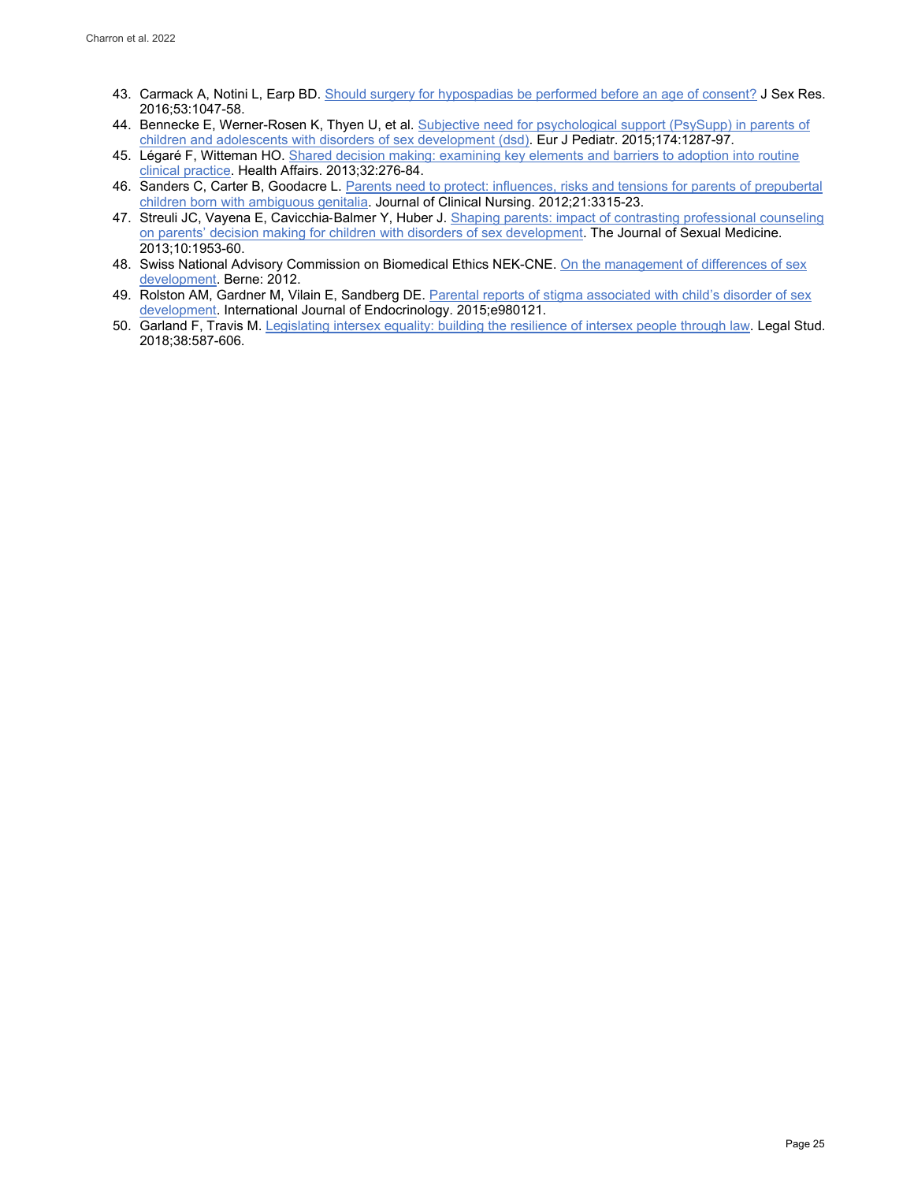43. Carmack A, Notini L, Earp BD. Should surgery for hypospadias be performed before an age of consent? J Sex Res. 2016;53:1047-58.
44. Bennecke E, Werner-Rosen K, Thyen U, et al. Subjective need for psychological support (PsySupp) in parents of children and adolescents with disorders of sex development (dsd). Eur J Pediatr. 2015;174:1287-97.
45. Légaré F, Witteman HO. Shared decision making: examining key elements and barriers to adoption into routine clinical practice. Health Affairs. 2013;32:276-84.
46. Sanders C, Carter B, Goodacre L. Parents need to protect: influences, risks and tensions for parents of prepubertal children born with ambiguous genitalia. Journal of Clinical Nursing. 2012;21:3315-23.
47. Streuli JC, Vayena E, Cavicchia-Balmer Y, Huber J. Shaping parents: impact of contrasting professional counseling on parents' decision making for children with disorders of sex development. The Journal of Sexual Medicine. 2013;10:1953-60.
48. Swiss National Advisory Commission on Biomedical Ethics NEK-CNE. On the management of differences of sex development. Berne: 2012.
49. Rolston AM, Gardner M, Vilain E, Sandberg DE. Parental reports of stigma associated with child's disorder of sex development. International Journal of Endocrinology. 2015;e980121.
50. Garland F, Travis M. Legislating intersex equality: building the resilience of intersex people through law. Legal Stud. 2018;38:587-606.